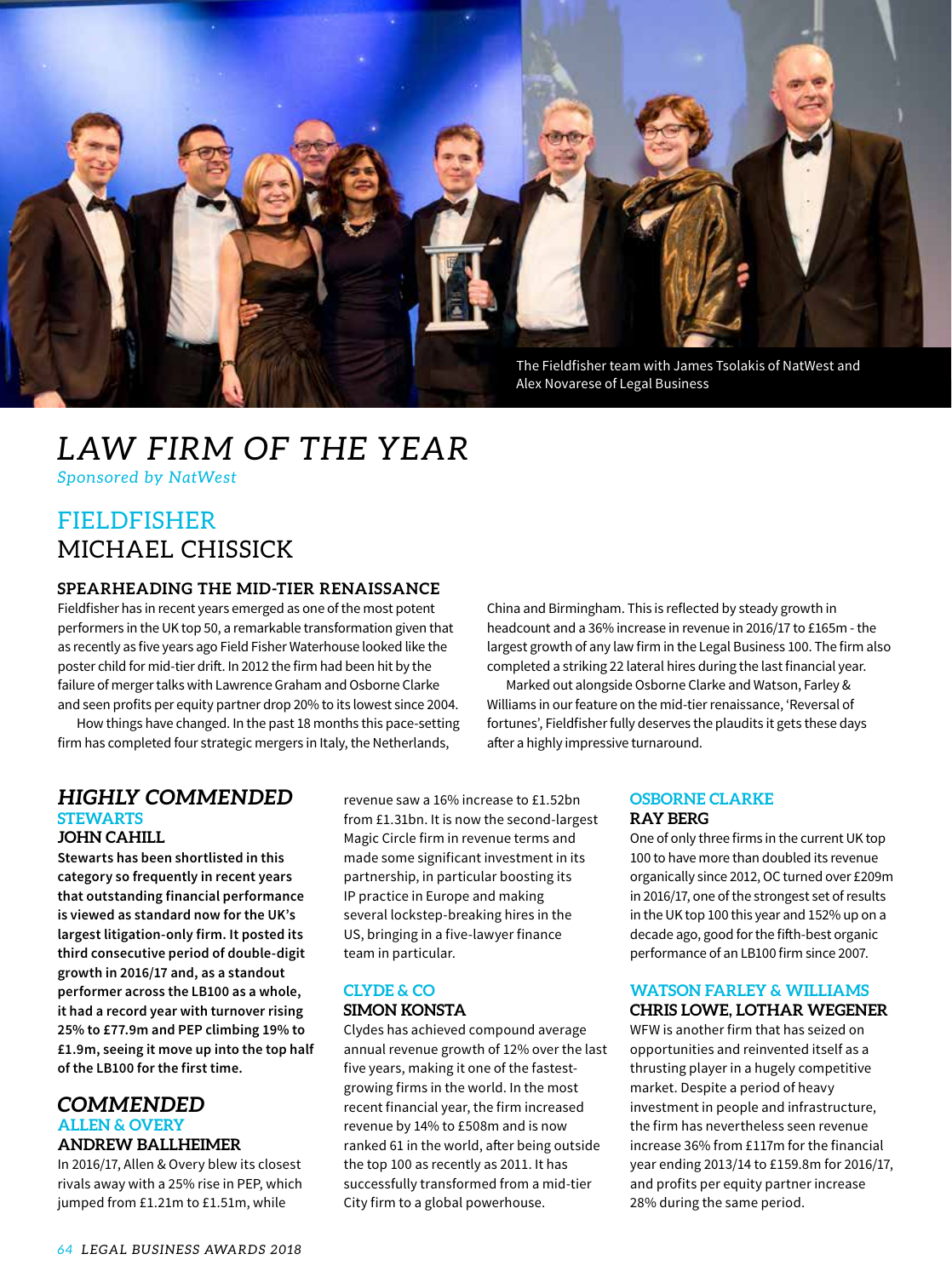The Fieldfisher team with James Tsolakis of NatWest and Alex Novarese of Legal Business

# *LAW FIRM OF THE YEAR*

*Sponsored by NatWest*

## FIELDFISHER
## MICHAEL CHISSICK

### SPEARHEADING THE MID-TIER RENAISSANCE

Fieldfisher has in recent years emerged as one of the most potent performers in the UK top 50, a remarkable transformation given that as recently as five years ago Field Fisher Waterhouse looked like the poster child for mid-tier drift. In 2012 the firm had been hit by the failure of merger talks with Lawrence Graham and Osborne Clarke and seen profits per equity partner drop 20% to its lowest since 2004.

How things have changed. In the past 18 months this pace-setting firm has completed four strategic mergers in Italy, the Netherlands, China and Birmingham. This is reflected by steady growth in headcount and a 36% increase in revenue in 2016/17 to £165m - the largest growth of any law firm in the Legal Business 100. The firm also completed a striking 22 lateral hires during the last financial year.

Marked out alongside Osborne Clarke and Watson, Farley & Williams in our feature on the mid-tier renaissance, 'Reversal of fortunes', Fieldfisher fully deserves the plaudits it gets these days after a highly impressive turnaround.

## *HIGHLY COMMENDED*

### STEWARTS
### JOHN CAHILL

**Stewarts has been shortlisted in this category so frequently in recent years that outstanding financial performance is viewed as standard now for the UK's largest litigation-only firm. It posted its third consecutive period of double-digit growth in 2016/17 and, as a standout performer across the LB100 as a whole, it had a record year with turnover rising 25% to £77.9m and PEP climbing 19% to £1.9m, seeing it move up into the top half of the LB100 for the first time.**

## *COMMENDED*

### ALLEN & OVERY
### ANDREW BALLHEIMER

In 2016/17, Allen & Overy blew its closest rivals away with a 25% rise in PEP, which jumped from £1.21m to £1.51m, while revenue saw a 16% increase to £1.52bn from £1.31bn. It is now the second-largest Magic Circle firm in revenue terms and made some significant investment in its partnership, in particular boosting its IP practice in Europe and making several lockstep-breaking hires in the US, bringing in a five-lawyer finance team in particular.

### CLYDE & CO
### SIMON KONSTA

Clydes has achieved compound average annual revenue growth of 12% over the last five years, making it one of the fastest-growing firms in the world. In the most recent financial year, the firm increased revenue by 14% to £508m and is now ranked 61 in the world, after being outside the top 100 as recently as 2011. It has successfully transformed from a mid-tier City firm to a global powerhouse.

### OSBORNE CLARKE
### RAY BERG

One of only three firms in the current UK top 100 to have more than doubled its revenue organically since 2012, OC turned over £209m in 2016/17, one of the strongest set of results in the UK top 100 this year and 152% up on a decade ago, good for the fifth-best organic performance of an LB100 firm since 2007.

### WATSON FARLEY & WILLIAMS
### CHRIS LOWE, LOTHAR WEGENER

WFW is another firm that has seized on opportunities and reinvented itself as a thrusting player in a hugely competitive market. Despite a period of heavy investment in people and infrastructure, the firm has nevertheless seen revenue increase 36% from £117m for the financial year ending 2013/14 to £159.8m for 2016/17, and profits per equity partner increase 28% during the same period.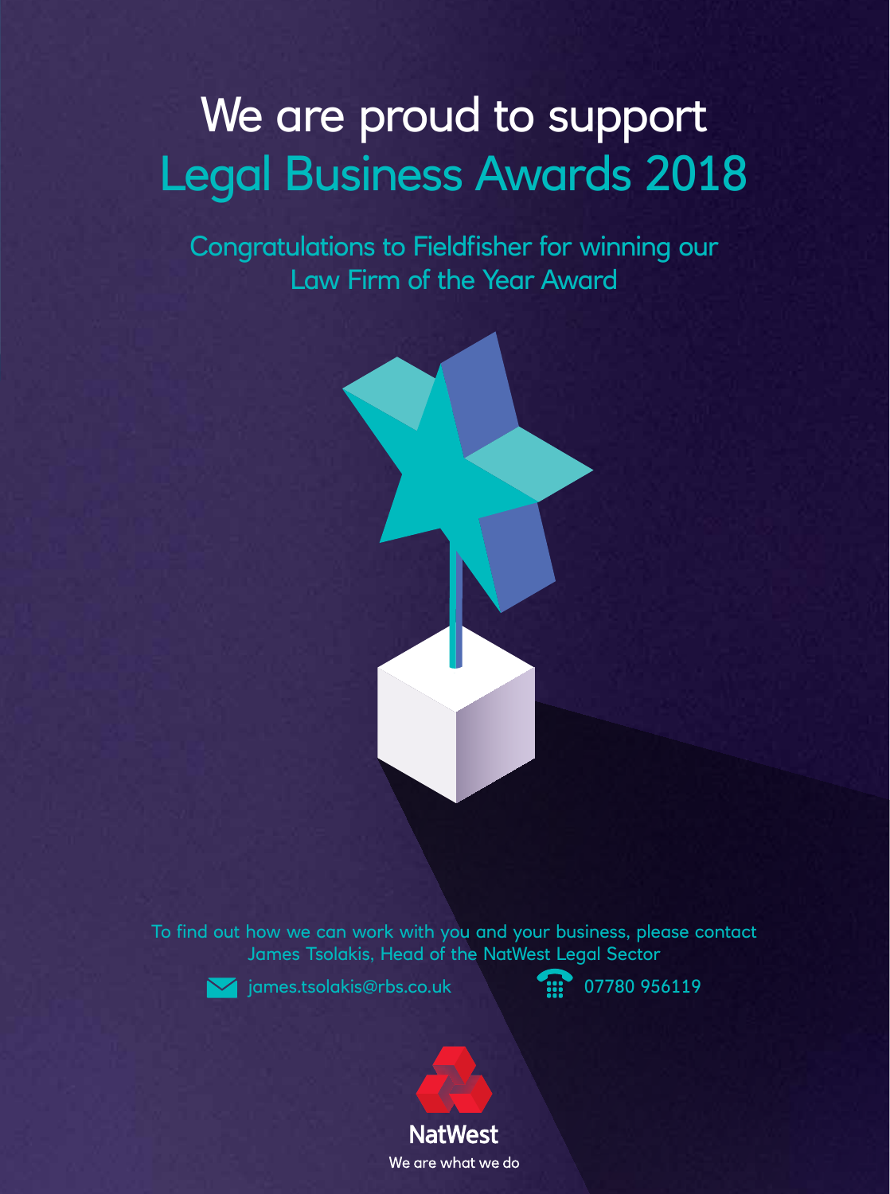# We are proud to support Legal Business Awards 2018

## Congratulations to Fieldfisher for winning our Law Firm of the Year Award

To find out how we can work with you and your business, please contact James Tsolakis, Head of the NatWest Legal Sector

james.tsolakis@rbs.co.uk

07780 956119

NatWest

We are what we do